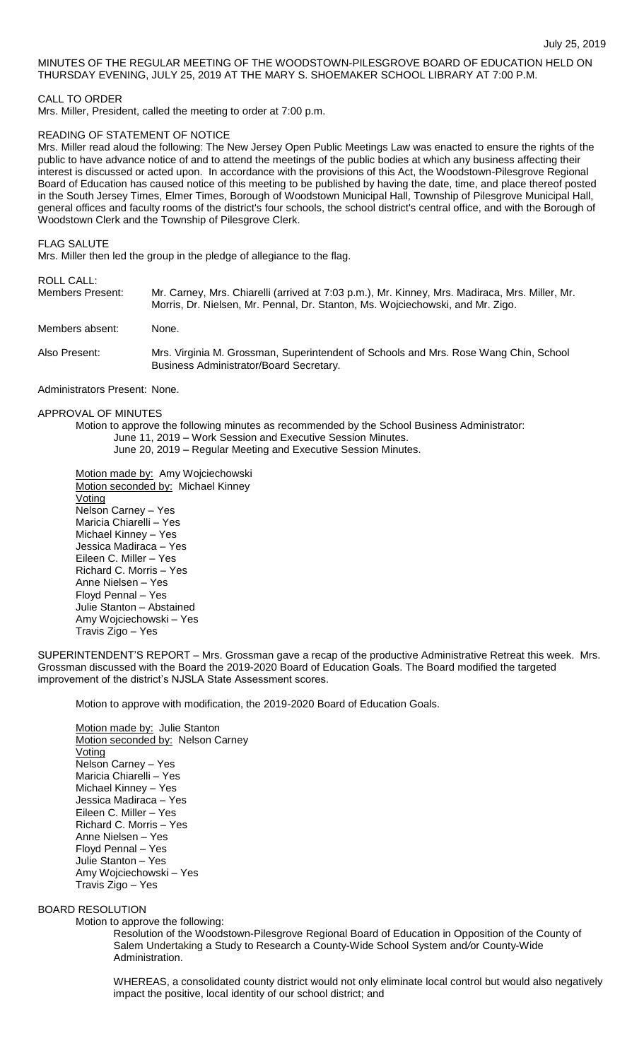MINUTES OF THE REGULAR MEETING OF THE WOODSTOWN-PILESGROVE BOARD OF EDUCATION HELD ON THURSDAY EVENING, JULY 25, 2019 AT THE MARY S. SHOEMAKER SCHOOL LIBRARY AT 7:00 P.M.

CALL TO ORDER

Mrs. Miller, President, called the meeting to order at 7:00 p.m.

READING OF STATEMENT OF NOTICE

Mrs. Miller read aloud the following: The New Jersey Open Public Meetings Law was enacted to ensure the rights of the public to have advance notice of and to attend the meetings of the public bodies at which any business affecting their interest is discussed or acted upon. In accordance with the provisions of this Act, the Woodstown-Pilesgrove Regional Board of Education has caused notice of this meeting to be published by having the date, time, and place thereof posted in the South Jersey Times, Elmer Times, Borough of Woodstown Municipal Hall, Township of Pilesgrove Municipal Hall, general offices and faculty rooms of the district's four schools, the school district's central office, and with the Borough of Woodstown Clerk and the Township of Pilesgrove Clerk.

FLAG SALUTE

Mrs. Miller then led the group in the pledge of allegiance to the flag.

ROLL CALL:

Members Present: Mr. Carney, Mrs. Chiarelli (arrived at 7:03 p.m.), Mr. Kinney, Mrs. Madiraca, Mrs. Miller, Mr. Morris, Dr. Nielsen, Mr. Pennal, Dr. Stanton, Ms. Wojciechowski, and Mr. Zigo.

Members absent: None.

Also Present: Mrs. Virginia M. Grossman, Superintendent of Schools and Mrs. Rose Wang Chin, School Business Administrator/Board Secretary.

Administrators Present: None.

APPROVAL OF MINUTES

Motion to approve the following minutes as recommended by the School Business Administrator:
June 11, 2019 – Work Session and Executive Session Minutes.
June 20, 2019 – Regular Meeting and Executive Session Minutes.

Motion made by: Amy Wojciechowski
Motion seconded by: Michael Kinney
Voting
Nelson Carney – Yes
Maricia Chiarelli – Yes
Michael Kinney – Yes
Jessica Madiraca – Yes
Eileen C. Miller – Yes
Richard C. Morris – Yes
Anne Nielsen – Yes
Floyd Pennal – Yes
Julie Stanton – Abstained
Amy Wojciechowski – Yes
Travis Zigo – Yes

SUPERINTENDENT'S REPORT – Mrs. Grossman gave a recap of the productive Administrative Retreat this week. Mrs. Grossman discussed with the Board the 2019-2020 Board of Education Goals. The Board modified the targeted improvement of the district's NJSLA State Assessment scores.

Motion to approve with modification, the 2019-2020 Board of Education Goals.

Motion made by: Julie Stanton
Motion seconded by: Nelson Carney
Voting
Nelson Carney – Yes
Maricia Chiarelli – Yes
Michael Kinney – Yes
Jessica Madiraca – Yes
Eileen C. Miller – Yes
Richard C. Morris – Yes
Anne Nielsen – Yes
Floyd Pennal – Yes
Julie Stanton – Yes
Amy Wojciechowski – Yes
Travis Zigo – Yes

BOARD RESOLUTION

Motion to approve the following:

Resolution of the Woodstown-Pilesgrove Regional Board of Education in Opposition of the County of Salem Undertaking a Study to Research a County-Wide School System and/or County-Wide Administration.

WHEREAS, a consolidated county district would not only eliminate local control but would also negatively impact the positive, local identity of our school district; and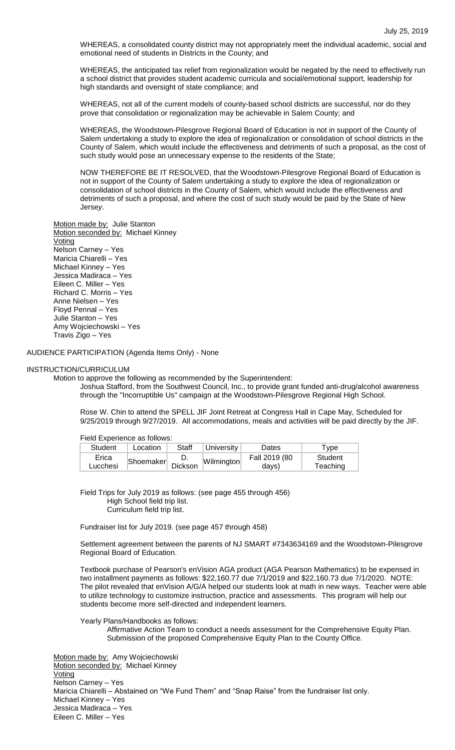WHEREAS, a consolidated county district may not appropriately meet the individual academic, social and emotional need of students in Districts in the County; and

WHEREAS, the anticipated tax relief from regionalization would be negated by the need to effectively run a school district that provides student academic curricula and social/emotional support, leadership for high standards and oversight of state compliance; and

WHEREAS, not all of the current models of county-based school districts are successful, nor do they prove that consolidation or regionalization may be achievable in Salem County; and

WHEREAS, the Woodstown-Pilesgrove Regional Board of Education is not in support of the County of Salem undertaking a study to explore the idea of regionalization or consolidation of school districts in the County of Salem, which would include the effectiveness and detriments of such a proposal, as the cost of such study would pose an unnecessary expense to the residents of the State;

NOW THEREFORE BE IT RESOLVED, that the Woodstown-Pilesgrove Regional Board of Education is not in support of the County of Salem undertaking a study to explore the idea of regionalization or consolidation of school districts in the County of Salem, which would include the effectiveness and detriments of such a proposal, and where the cost of such study would be paid by the State of New Jersey.

Motion made by: Julie Stanton
Motion seconded by: Michael Kinney
Voting
Nelson Carney – Yes
Maricia Chiarelli – Yes
Michael Kinney – Yes
Jessica Madiraca – Yes
Eileen C. Miller – Yes
Richard C. Morris – Yes
Anne Nielsen – Yes
Floyd Pennal – Yes
Julie Stanton – Yes
Amy Wojciechowski – Yes
Travis Zigo – Yes

AUDIENCE PARTICIPATION (Agenda Items Only) - None

INSTRUCTION/CURRICULUM

Motion to approve the following as recommended by the Superintendent:

Joshua Stafford, from the Southwest Council, Inc., to provide grant funded anti-drug/alcohol awareness through the "Incorruptible Us" campaign at the Woodstown-Pilesgrove Regional High School.

Rose W. Chin to attend the SPELL JIF Joint Retreat at Congress Hall in Cape May, Scheduled for 9/25/2019 through 9/27/2019. All accommodations, meals and activities will be paid directly by the JIF.

Field Experience as follows:

| Student | Location | Staff | University | Dates | Type |
|---|---|---|---|---|---|
| Erica Lucchesi | Shoemaker | D. Dickson | Wilmington | Fall 2019 (80 days) | Student Teaching |

Field Trips for July 2019 as follows: (see page 455 through 456)
High School field trip list.
Curriculum field trip list.

Fundraiser list for July 2019. (see page 457 through 458)

Settlement agreement between the parents of NJ SMART #7343634169 and the Woodstown-Pilesgrove Regional Board of Education.

Textbook purchase of Pearson's enVision AGA product (AGA Pearson Mathematics) to be expensed in two installment payments as follows: $22,160.77 due 7/1/2019 and $22,160.73 due 7/1/2020. NOTE: The pilot revealed that enVision A/G/A helped our students look at math in new ways. Teacher were able to utilize technology to customize instruction, practice and assessments. This program will help our students become more self-directed and independent learners.

Yearly Plans/Handbooks as follows:
Affirmative Action Team to conduct a needs assessment for the Comprehensive Equity Plan.
Submission of the proposed Comprehensive Equity Plan to the County Office.

Motion made by: Amy Wojciechowski
Motion seconded by: Michael Kinney
Voting
Nelson Carney – Yes
Maricia Chiarelli – Abstained on "We Fund Them" and "Snap Raise" from the fundraiser list only.
Michael Kinney – Yes
Jessica Madiraca – Yes
Eileen C. Miller – Yes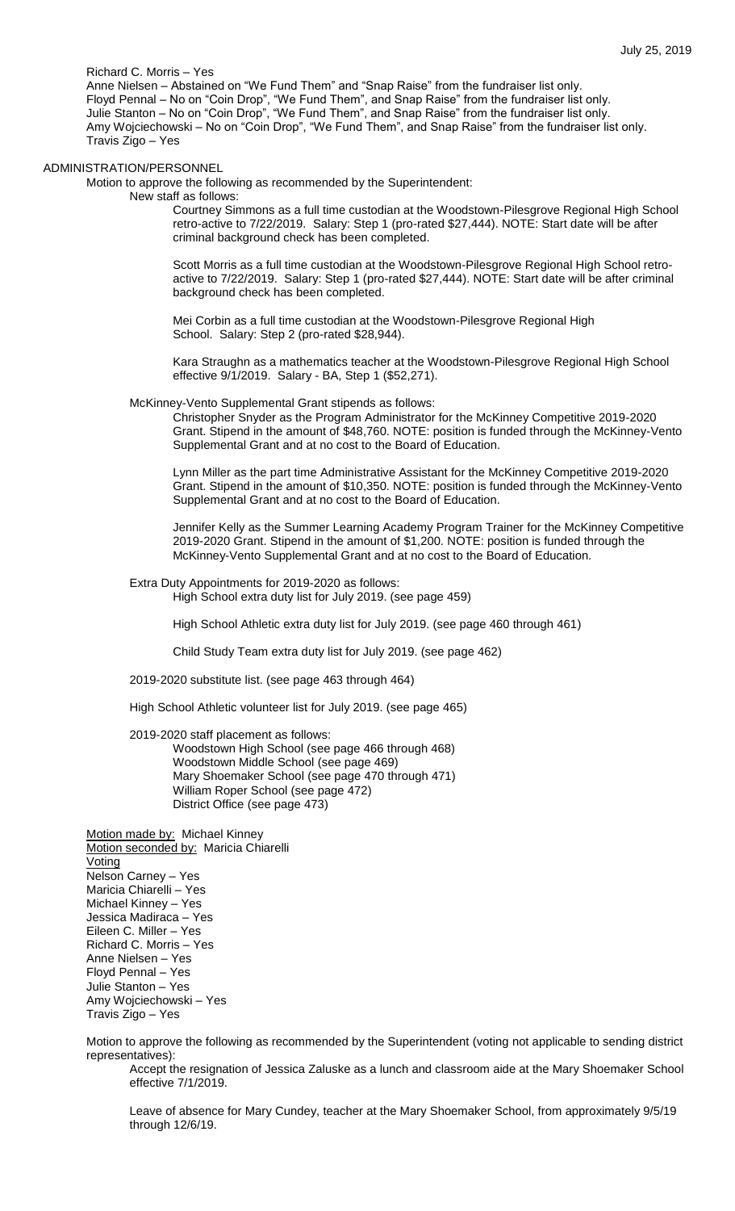Richard C. Morris – Yes
Anne Nielsen – Abstained on "We Fund Them" and "Snap Raise" from the fundraiser list only.
Floyd Pennal – No on "Coin Drop", "We Fund Them", and Snap Raise" from the fundraiser list only.
Julie Stanton – No on "Coin Drop", "We Fund Them", and Snap Raise" from the fundraiser list only.
Amy Wojciechowski – No on "Coin Drop", "We Fund Them", and Snap Raise" from the fundraiser list only.
Travis Zigo – Yes

## ADMINISTRATION/PERSONNEL

Motion to approve the following as recommended by the Superintendent:

New staff as follows:

Courtney Simmons as a full time custodian at the Woodstown-Pilesgrove Regional High School retro-active to 7/22/2019. Salary: Step 1 (pro-rated $27,444). NOTE: Start date will be after criminal background check has been completed.

Scott Morris as a full time custodian at the Woodstown-Pilesgrove Regional High School retro-active to 7/22/2019. Salary: Step 1 (pro-rated $27,444). NOTE: Start date will be after criminal background check has been completed.

Mei Corbin as a full time custodian at the Woodstown-Pilesgrove Regional High School. Salary: Step 2 (pro-rated $28,944).

Kara Straughn as a mathematics teacher at the Woodstown-Pilesgrove Regional High School effective 9/1/2019. Salary - BA, Step 1 ($52,271).

McKinney-Vento Supplemental Grant stipends as follows:

Christopher Snyder as the Program Administrator for the McKinney Competitive 2019-2020 Grant. Stipend in the amount of $48,760. NOTE: position is funded through the McKinney-Vento Supplemental Grant and at no cost to the Board of Education.

Lynn Miller as the part time Administrative Assistant for the McKinney Competitive 2019-2020 Grant. Stipend in the amount of $10,350. NOTE: position is funded through the McKinney-Vento Supplemental Grant and at no cost to the Board of Education.

Jennifer Kelly as the Summer Learning Academy Program Trainer for the McKinney Competitive 2019-2020 Grant. Stipend in the amount of $1,200. NOTE: position is funded through the McKinney-Vento Supplemental Grant and at no cost to the Board of Education.

Extra Duty Appointments for 2019-2020 as follows:

High School extra duty list for July 2019. (see page 459)

High School Athletic extra duty list for July 2019. (see page 460 through 461)

Child Study Team extra duty list for July 2019. (see page 462)

2019-2020 substitute list. (see page 463 through 464)

High School Athletic volunteer list for July 2019. (see page 465)

2019-2020 staff placement as follows:

Woodstown High School (see page 466 through 468)
Woodstown Middle School (see page 469)
Mary Shoemaker School (see page 470 through 471)
William Roper School (see page 472)
District Office (see page 473)

Motion made by: Michael Kinney
Motion seconded by: Maricia Chiarelli
Voting
Nelson Carney – Yes
Maricia Chiarelli – Yes
Michael Kinney – Yes
Jessica Madiraca – Yes
Eileen C. Miller – Yes
Richard C. Morris – Yes
Anne Nielsen – Yes
Floyd Pennal – Yes
Julie Stanton – Yes
Amy Wojciechowski – Yes
Travis Zigo – Yes

Motion to approve the following as recommended by the Superintendent (voting not applicable to sending district representatives):

Accept the resignation of Jessica Zaluske as a lunch and classroom aide at the Mary Shoemaker School effective 7/1/2019.

Leave of absence for Mary Cundey, teacher at the Mary Shoemaker School, from approximately 9/5/19 through 12/6/19.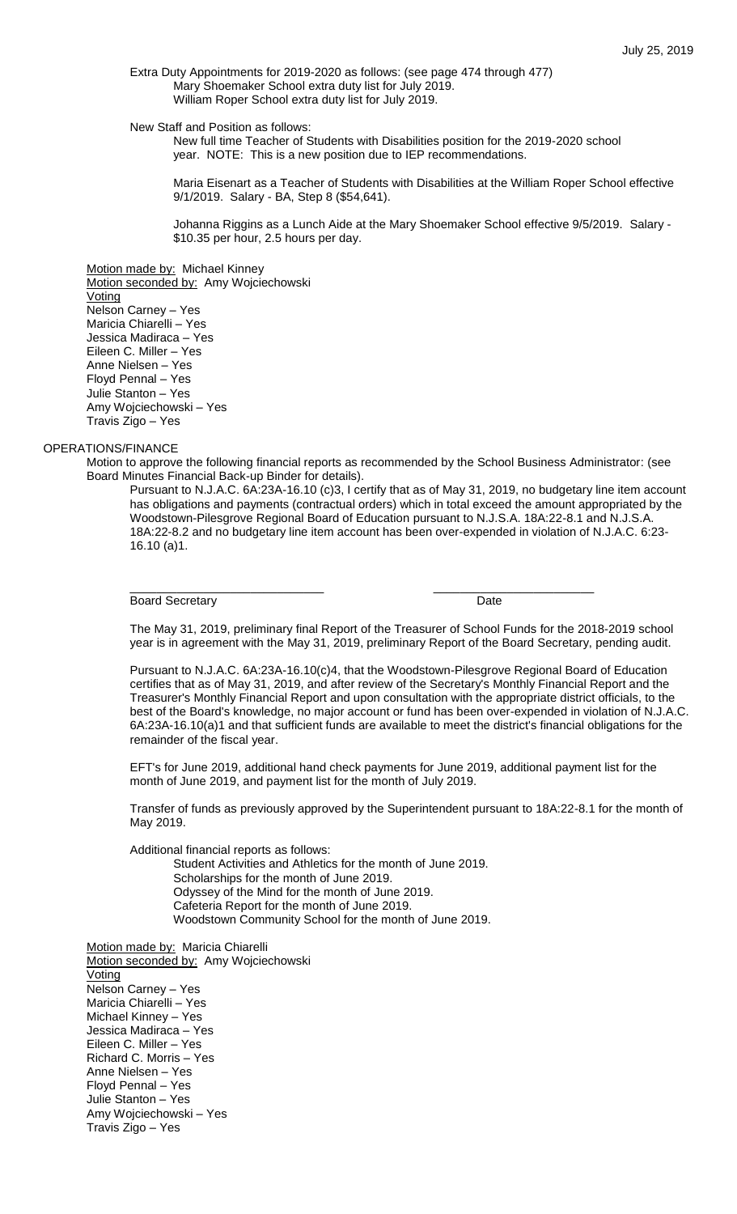Extra Duty Appointments for 2019-2020 as follows: (see page 474 through 477)
Mary Shoemaker School extra duty list for July 2019.
William Roper School extra duty list for July 2019.

New Staff and Position as follows:

New full time Teacher of Students with Disabilities position for the 2019-2020 school year. NOTE: This is a new position due to IEP recommendations.

Maria Eisenart as a Teacher of Students with Disabilities at the William Roper School effective 9/1/2019. Salary - BA, Step 8 ($54,641).

Johanna Riggins as a Lunch Aide at the Mary Shoemaker School effective 9/5/2019. Salary - $10.35 per hour, 2.5 hours per day.

Motion made by: Michael Kinney
Motion seconded by: Amy Wojciechowski
Voting
Nelson Carney – Yes
Maricia Chiarelli – Yes
Jessica Madiraca – Yes
Eileen C. Miller – Yes
Anne Nielsen – Yes
Floyd Pennal – Yes
Julie Stanton – Yes
Amy Wojciechowski – Yes
Travis Zigo – Yes

OPERATIONS/FINANCE

Motion to approve the following financial reports as recommended by the School Business Administrator: (see Board Minutes Financial Back-up Binder for details).

Pursuant to N.J.A.C. 6A:23A-16.10 (c)3, I certify that as of May 31, 2019, no budgetary line item account has obligations and payments (contractual orders) which in total exceed the amount appropriated by the Woodstown-Pilesgrove Regional Board of Education pursuant to N.J.S.A. 18A:22-8.1 and N.J.S.A. 18A:22-8.2 and no budgetary line item account has been over-expended in violation of N.J.A.C. 6:23-16.10 (a)1.

\_\_\_\_\_\_\_\_\_\_\_\_\_\_\_\_\_\_\_\_\_\_\_\_\_\_\_\_\_ \_\_\_\_\_\_\_\_\_\_\_\_\_\_\_\_\_\_\_\_\_\_\_\_
Board Secretary Date

The May 31, 2019, preliminary final Report of the Treasurer of School Funds for the 2018-2019 school year is in agreement with the May 31, 2019, preliminary Report of the Board Secretary, pending audit.

Pursuant to N.J.A.C. 6A:23A-16.10(c)4, that the Woodstown-Pilesgrove Regional Board of Education certifies that as of May 31, 2019, and after review of the Secretary's Monthly Financial Report and the Treasurer's Monthly Financial Report and upon consultation with the appropriate district officials, to the best of the Board's knowledge, no major account or fund has been over-expended in violation of N.J.A.C. 6A:23A-16.10(a)1 and that sufficient funds are available to meet the district's financial obligations for the remainder of the fiscal year.

EFT's for June 2019, additional hand check payments for June 2019, additional payment list for the month of June 2019, and payment list for the month of July 2019.

Transfer of funds as previously approved by the Superintendent pursuant to 18A:22-8.1 for the month of May 2019.

Additional financial reports as follows:
Student Activities and Athletics for the month of June 2019.
Scholarships for the month of June 2019.
Odyssey of the Mind for the month of June 2019.
Cafeteria Report for the month of June 2019.
Woodstown Community School for the month of June 2019.

Motion made by: Maricia Chiarelli
Motion seconded by: Amy Wojciechowski
Voting
Nelson Carney – Yes
Maricia Chiarelli – Yes
Michael Kinney – Yes
Jessica Madiraca – Yes
Eileen C. Miller – Yes
Richard C. Morris – Yes
Anne Nielsen – Yes
Floyd Pennal – Yes
Julie Stanton – Yes
Amy Wojciechowski – Yes
Travis Zigo – Yes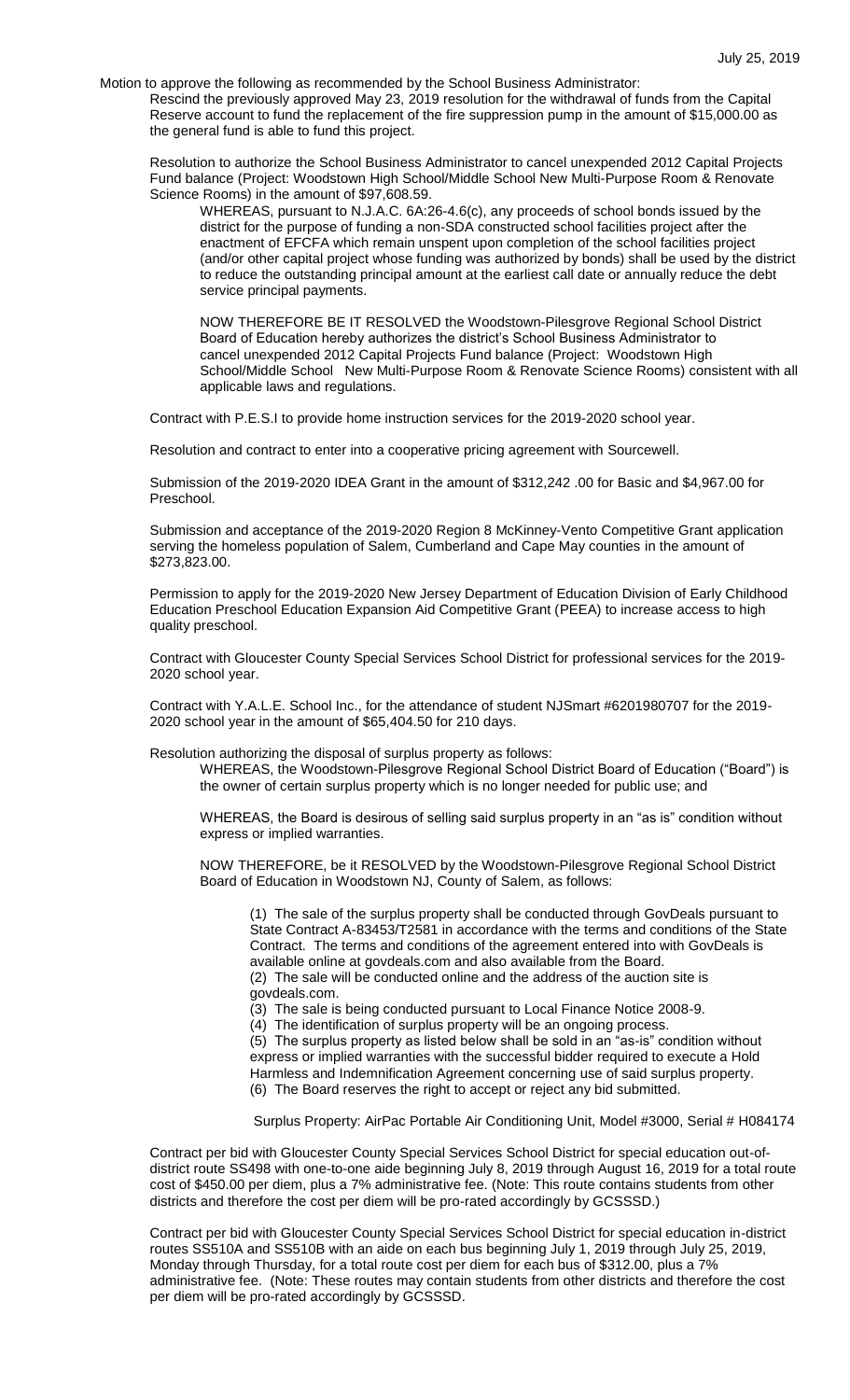Motion to approve the following as recommended by the School Business Administrator:

Rescind the previously approved May 23, 2019 resolution for the withdrawal of funds from the Capital Reserve account to fund the replacement of the fire suppression pump in the amount of $15,000.00 as the general fund is able to fund this project.

Resolution to authorize the School Business Administrator to cancel unexpended 2012 Capital Projects Fund balance (Project: Woodstown High School/Middle School New Multi-Purpose Room & Renovate Science Rooms) in the amount of $97,608.59.

WHEREAS, pursuant to N.J.A.C. 6A:26-4.6(c), any proceeds of school bonds issued by the district for the purpose of funding a non-SDA constructed school facilities project after the enactment of EFCFA which remain unspent upon completion of the school facilities project (and/or other capital project whose funding was authorized by bonds) shall be used by the district to reduce the outstanding principal amount at the earliest call date or annually reduce the debt service principal payments.

NOW THEREFORE BE IT RESOLVED the Woodstown-Pilesgrove Regional School District Board of Education hereby authorizes the district's School Business Administrator to cancel unexpended 2012 Capital Projects Fund balance (Project: Woodstown High School/Middle School New Multi-Purpose Room & Renovate Science Rooms) consistent with all applicable laws and regulations.

Contract with P.E.S.I to provide home instruction services for the 2019-2020 school year.

Resolution and contract to enter into a cooperative pricing agreement with Sourcewell.

Submission of the 2019-2020 IDEA Grant in the amount of $312,242 .00 for Basic and $4,967.00 for Preschool.

Submission and acceptance of the 2019-2020 Region 8 McKinney-Vento Competitive Grant application serving the homeless population of Salem, Cumberland and Cape May counties in the amount of $273,823.00.

Permission to apply for the 2019-2020 New Jersey Department of Education Division of Early Childhood Education Preschool Education Expansion Aid Competitive Grant (PEEA) to increase access to high quality preschool.

Contract with Gloucester County Special Services School District for professional services for the 2019-2020 school year.

Contract with Y.A.L.E. School Inc., for the attendance of student NJSmart #6201980707 for the 2019-2020 school year in the amount of $65,404.50 for 210 days.

Resolution authorizing the disposal of surplus property as follows:

WHEREAS, the Woodstown-Pilesgrove Regional School District Board of Education ("Board") is the owner of certain surplus property which is no longer needed for public use; and

WHEREAS, the Board is desirous of selling said surplus property in an "as is" condition without express or implied warranties.

NOW THEREFORE, be it RESOLVED by the Woodstown-Pilesgrove Regional School District Board of Education in Woodstown NJ, County of Salem, as follows:

(1) The sale of the surplus property shall be conducted through GovDeals pursuant to State Contract A-83453/T2581 in accordance with the terms and conditions of the State Contract. The terms and conditions of the agreement entered into with GovDeals is available online at govdeals.com and also available from the Board.
(2) The sale will be conducted online and the address of the auction site is govdeals.com.
(3) The sale is being conducted pursuant to Local Finance Notice 2008-9.
(4) The identification of surplus property will be an ongoing process.
(5) The surplus property as listed below shall be sold in an "as-is" condition without express or implied warranties with the successful bidder required to execute a Hold Harmless and Indemnification Agreement concerning use of said surplus property.
(6) The Board reserves the right to accept or reject any bid submitted.

Surplus Property: AirPac Portable Air Conditioning Unit, Model #3000, Serial # H084174

Contract per bid with Gloucester County Special Services School District for special education out-of-district route SS498 with one-to-one aide beginning July 8, 2019 through August 16, 2019 for a total route cost of $450.00 per diem, plus a 7% administrative fee. (Note: This route contains students from other districts and therefore the cost per diem will be pro-rated accordingly by GCSSSD.)

Contract per bid with Gloucester County Special Services School District for special education in-district routes SS510A and SS510B with an aide on each bus beginning July 1, 2019 through July 25, 2019, Monday through Thursday, for a total route cost per diem for each bus of $312.00, plus a 7% administrative fee. (Note: These routes may contain students from other districts and therefore the cost per diem will be pro-rated accordingly by GCSSSD.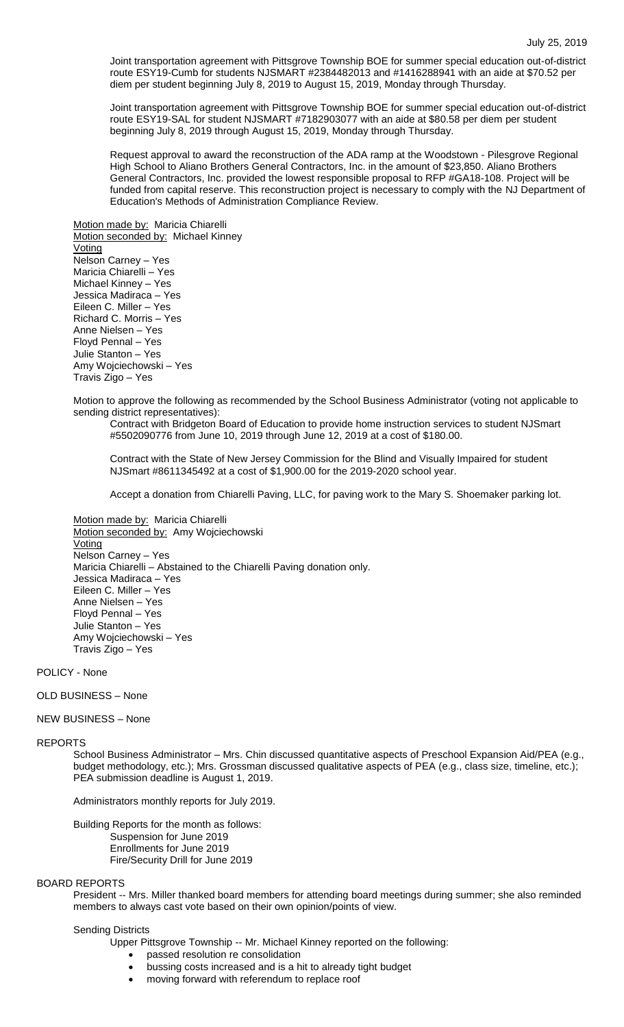Joint transportation agreement with Pittsgrove Township BOE for summer special education out-of-district route ESY19-Cumb for students NJSMART #2384482013 and #1416288941 with an aide at $70.52 per diem per student beginning July 8, 2019 to August 15, 2019, Monday through Thursday.

Joint transportation agreement with Pittsgrove Township BOE for summer special education out-of-district route ESY19-SAL for student NJSMART #7182903077 with an aide at $80.58 per diem per student beginning July 8, 2019 through August 15, 2019, Monday through Thursday.

Request approval to award the reconstruction of the ADA ramp at the Woodstown - Pilesgrove Regional High School to Aliano Brothers General Contractors, Inc. in the amount of $23,850. Aliano Brothers General Contractors, Inc. provided the lowest responsible proposal to RFP #GA18-108. Project will be funded from capital reserve. This reconstruction project is necessary to comply with the NJ Department of Education's Methods of Administration Compliance Review.

Motion made by: Maricia Chiarelli
Motion seconded by: Michael Kinney
Voting
Nelson Carney – Yes
Maricia Chiarelli – Yes
Michael Kinney – Yes
Jessica Madiraca – Yes
Eileen C. Miller – Yes
Richard C. Morris – Yes
Anne Nielsen – Yes
Floyd Pennal – Yes
Julie Stanton – Yes
Amy Wojciechowski – Yes
Travis Zigo – Yes

Motion to approve the following as recommended by the School Business Administrator (voting not applicable to sending district representatives):

Contract with Bridgeton Board of Education to provide home instruction services to student NJSmart #5502090776 from June 10, 2019 through June 12, 2019 at a cost of $180.00.

Contract with the State of New Jersey Commission for the Blind and Visually Impaired for student NJSmart #8611345492 at a cost of $1,900.00 for the 2019-2020 school year.

Accept a donation from Chiarelli Paving, LLC, for paving work to the Mary S. Shoemaker parking lot.

Motion made by: Maricia Chiarelli
Motion seconded by: Amy Wojciechowski
Voting
Nelson Carney – Yes
Maricia Chiarelli – Abstained to the Chiarelli Paving donation only.
Jessica Madiraca – Yes
Eileen C. Miller – Yes
Anne Nielsen – Yes
Floyd Pennal – Yes
Julie Stanton – Yes
Amy Wojciechowski – Yes
Travis Zigo – Yes

POLICY - None

OLD BUSINESS – None

NEW BUSINESS – None

REPORTS

School Business Administrator – Mrs. Chin discussed quantitative aspects of Preschool Expansion Aid/PEA (e.g., budget methodology, etc.); Mrs. Grossman discussed qualitative aspects of PEA (e.g., class size, timeline, etc.); PEA submission deadline is August 1, 2019.

Administrators monthly reports for July 2019.

Building Reports for the month as follows:
Suspension for June 2019
Enrollments for June 2019
Fire/Security Drill for June 2019

BOARD REPORTS

President -- Mrs. Miller thanked board members for attending board meetings during summer; she also reminded members to always cast vote based on their own opinion/points of view.

Sending Districts

Upper Pittsgrove Township -- Mr. Michael Kinney reported on the following:

- passed resolution re consolidation
- bussing costs increased and is a hit to already tight budget
- moving forward with referendum to replace roof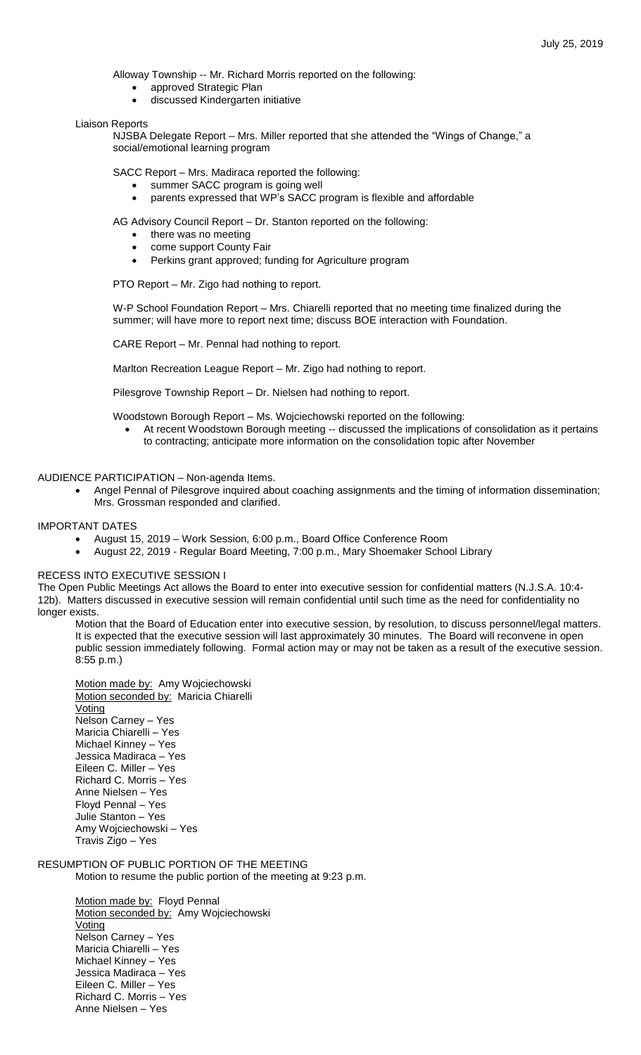Alloway Township -- Mr. Richard Morris reported on the following:

- approved Strategic Plan
- discussed Kindergarten initiative

Liaison Reports

NJSBA Delegate Report – Mrs. Miller reported that she attended the "Wings of Change," a social/emotional learning program

SACC Report – Mrs. Madiraca reported the following:

- summer SACC program is going well
- parents expressed that WP's SACC program is flexible and affordable

AG Advisory Council Report – Dr. Stanton reported on the following:

- there was no meeting
- come support County Fair
- Perkins grant approved; funding for Agriculture program

PTO Report – Mr. Zigo had nothing to report.

W-P School Foundation Report – Mrs. Chiarelli reported that no meeting time finalized during the summer; will have more to report next time; discuss BOE interaction with Foundation.

CARE Report – Mr. Pennal had nothing to report.

Marlton Recreation League Report – Mr. Zigo had nothing to report.

Pilesgrove Township Report – Dr. Nielsen had nothing to report.

Woodstown Borough Report – Ms. Wojciechowski reported on the following:

- At recent Woodstown Borough meeting -- discussed the implications of consolidation as it pertains to contracting; anticipate more information on the consolidation topic after November

AUDIENCE PARTICIPATION – Non-agenda Items.

- Angel Pennal of Pilesgrove inquired about coaching assignments and the timing of information dissemination; Mrs. Grossman responded and clarified.

IMPORTANT DATES

- August 15, 2019 – Work Session, 6:00 p.m., Board Office Conference Room
- August 22, 2019 - Regular Board Meeting, 7:00 p.m., Mary Shoemaker School Library

RECESS INTO EXECUTIVE SESSION I

The Open Public Meetings Act allows the Board to enter into executive session for confidential matters (N.J.S.A. 10:4-12b). Matters discussed in executive session will remain confidential until such time as the need for confidentiality no longer exists.

Motion that the Board of Education enter into executive session, by resolution, to discuss personnel/legal matters. It is expected that the executive session will last approximately 30 minutes. The Board will reconvene in open public session immediately following. Formal action may or may not be taken as a result of the executive session. 8:55 p.m.)

Motion made by: Amy Wojciechowski
Motion seconded by: Maricia Chiarelli
Voting
Nelson Carney – Yes
Maricia Chiarelli – Yes
Michael Kinney – Yes
Jessica Madiraca – Yes
Eileen C. Miller – Yes
Richard C. Morris – Yes
Anne Nielsen – Yes
Floyd Pennal – Yes
Julie Stanton – Yes
Amy Wojciechowski – Yes
Travis Zigo – Yes

RESUMPTION OF PUBLIC PORTION OF THE MEETING

Motion to resume the public portion of the meeting at 9:23 p.m.

Motion made by: Floyd Pennal
Motion seconded by: Amy Wojciechowski
Voting
Nelson Carney – Yes
Maricia Chiarelli – Yes
Michael Kinney – Yes
Jessica Madiraca – Yes
Eileen C. Miller – Yes
Richard C. Morris – Yes
Anne Nielsen – Yes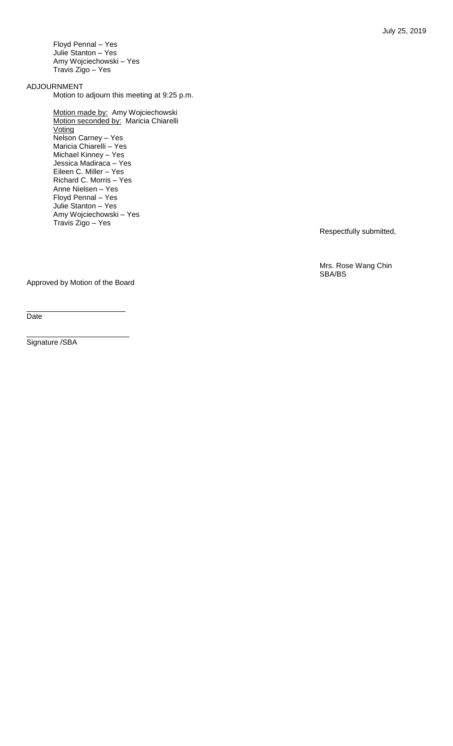Floyd Pennal – Yes
Julie Stanton – Yes
Amy Wojciechowski – Yes
Travis Zigo – Yes

ADJOURNMENT

Motion to adjourn this meeting at 9:25 p.m.

Motion made by: Amy Wojciechowski
Motion seconded by: Maricia Chiarelli
Voting
Nelson Carney – Yes
Maricia Chiarelli – Yes
Michael Kinney – Yes
Jessica Madiraca – Yes
Eileen C. Miller – Yes
Richard C. Morris – Yes
Anne Nielsen – Yes
Floyd Pennal – Yes
Julie Stanton – Yes
Amy Wojciechowski – Yes
Travis Zigo – Yes

Respectfully submitted,

Mrs. Rose Wang Chin
SBA/BS

Approved by Motion of the Board

\_\_\_\_\_\_\_\_\_\_\_\_\_\_\_\_\_\_\_\_\_\_\_\_
Date

\_\_\_\_\_\_\_\_\_\_\_\_\_\_\_\_\_\_\_\_\_\_\_\_
Signature /SBA